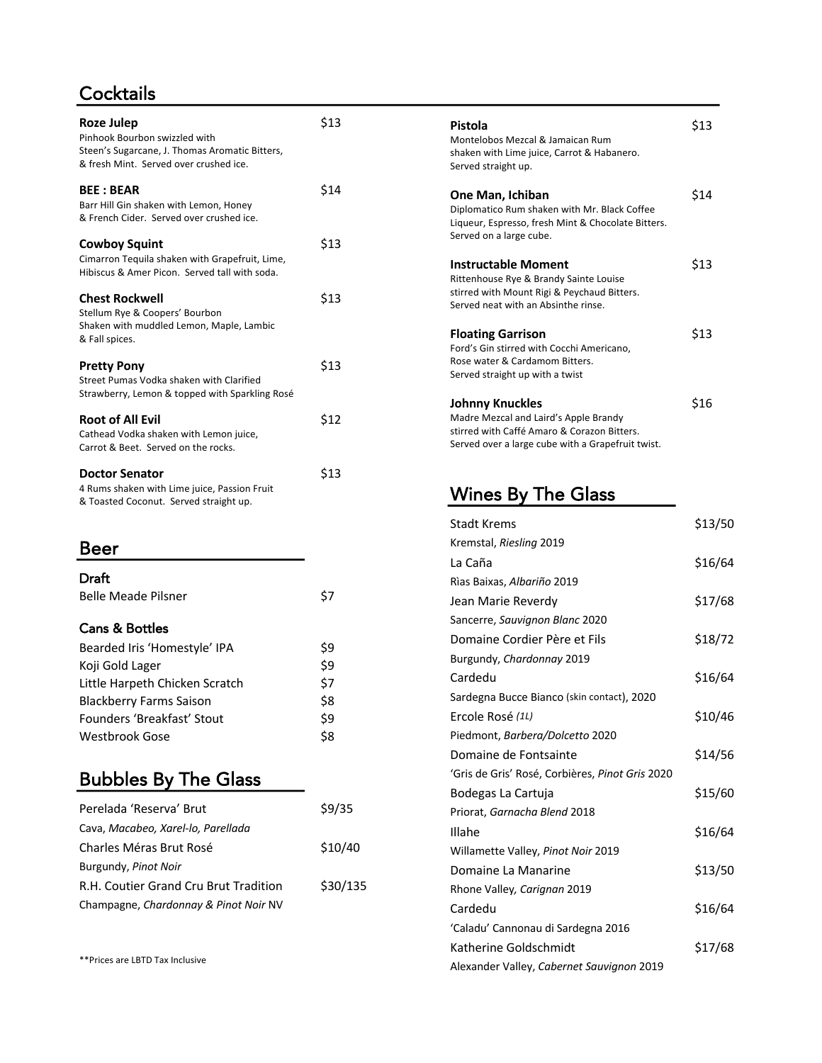## Cocktails

**Roze Julep** — $13
Pinhook Bourbon swizzled with Steen's Sugarcane, J. Thomas Aromatic Bitters, & fresh Mint. Served over crushed ice.

**BEE : BEAR** — $14
Barr Hill Gin shaken with Lemon, Honey & French Cider. Served over crushed ice.

**Cowboy Squint** — $13
Cimarron Tequila shaken with Grapefruit, Lime, Hibiscus & Amer Picon. Served tall with soda.

**Chest Rockwell** — $13
Stellum Rye & Coopers' Bourbon Shaken with muddled Lemon, Maple, Lambic & Fall spices.

**Pretty Pony** — $13
Street Pumas Vodka shaken with Clarified Strawberry, Lemon & topped with Sparkling Rosé

**Root of All Evil** — $12
Cathead Vodka shaken with Lemon juice, Carrot & Beet. Served on the rocks.

**Doctor Senator** — $13
4 Rums shaken with Lime juice, Passion Fruit & Toasted Coconut. Served straight up.

**Pistola** — $13
Montelobos Mezcal & Jamaican Rum shaken with Lime juice, Carrot & Habanero. Served straight up.

**One Man, Ichiban** — $14
Diplomatico Rum shaken with Mr. Black Coffee Liqueur, Espresso, fresh Mint & Chocolate Bitters. Served on a large cube.

**Instructable Moment** — $13
Rittenhouse Rye & Brandy Sainte Louise stirred with Mount Rigi & Peychaud Bitters. Served neat with an Absinthe rinse.

**Floating Garrison** — $13
Ford's Gin stirred with Cocchi Americano, Rose water & Cardamom Bitters. Served straight up with a twist

**Johnny Knuckles** — $16
Madre Mezcal and Laird's Apple Brandy stirred with Caffé Amaro & Corazon Bitters. Served over a large cube with a Grapefruit twist.

## Beer

### Draft

| | |
|---|---|
| Belle Meade Pilsner | $7 |

### Cans & Bottles

| | |
|---|---|
| Bearded Iris 'Homestyle' IPA | $9 |
| Koji Gold Lager | $9 |
| Little Harpeth Chicken Scratch | $7 |
| Blackberry Farms Saison | $8 |
| Founders 'Breakfast' Stout | $9 |
| Westbrook Gose | $8 |

## Bubbles By The Glass

| | |
|---|---|
| Perelada 'Reserva' Brut<br>Cava, *Macabeo, Xarel-lo, Parellada* | $9/35 |
| Charles Méras Brut Rosé<br>Burgundy, *Pinot Noir* | $10/40 |
| R.H. Coutier Grand Cru Brut Tradition<br>Champagne, *Chardonnay & Pinot Noir* NV | $30/135 |

**Prices are LBTD Tax Inclusive

## Wines By The Glass

| | |
|---|---|
| Stadt Krems<br>Kremstal, *Riesling* 2019 | $13/50 |
| La Caña<br>Rìas Baixas, *Albariño* 2019 | $16/64 |
| Jean Marie Reverdy<br>Sancerre, *Sauvignon Blanc* 2020 | $17/68 |
| Domaine Cordier Père et Fils<br>Burgundy, *Chardonnay* 2019 | $18/72 |
| Cardedu<br>Sardegna Bucce Bianco (skin contact), 2020 | $16/64 |
| Ercole Rosé *(1L)*<br>Piedmont, *Barbera/Dolcetto* 2020 | $10/46 |
| Domaine de Fontsainte<br>'Gris de Gris' Rosé, Corbières, *Pinot Gris* 2020 | $14/56 |
| Bodegas La Cartuja<br>Priorat, *Garnacha Blend* 2018 | $15/60 |
| Illahe<br>Willamette Valley, *Pinot Noir* 2019 | $16/64 |
| Domaine La Manarine<br>Rhone Valley, *Carignan* 2019 | $13/50 |
| Cardedu<br>'Caladu' Cannonau di Sardegna 2016 | $16/64 |
| Katherine Goldschmidt<br>Alexander Valley, *Cabernet Sauvignon* 2019 | $17/68 |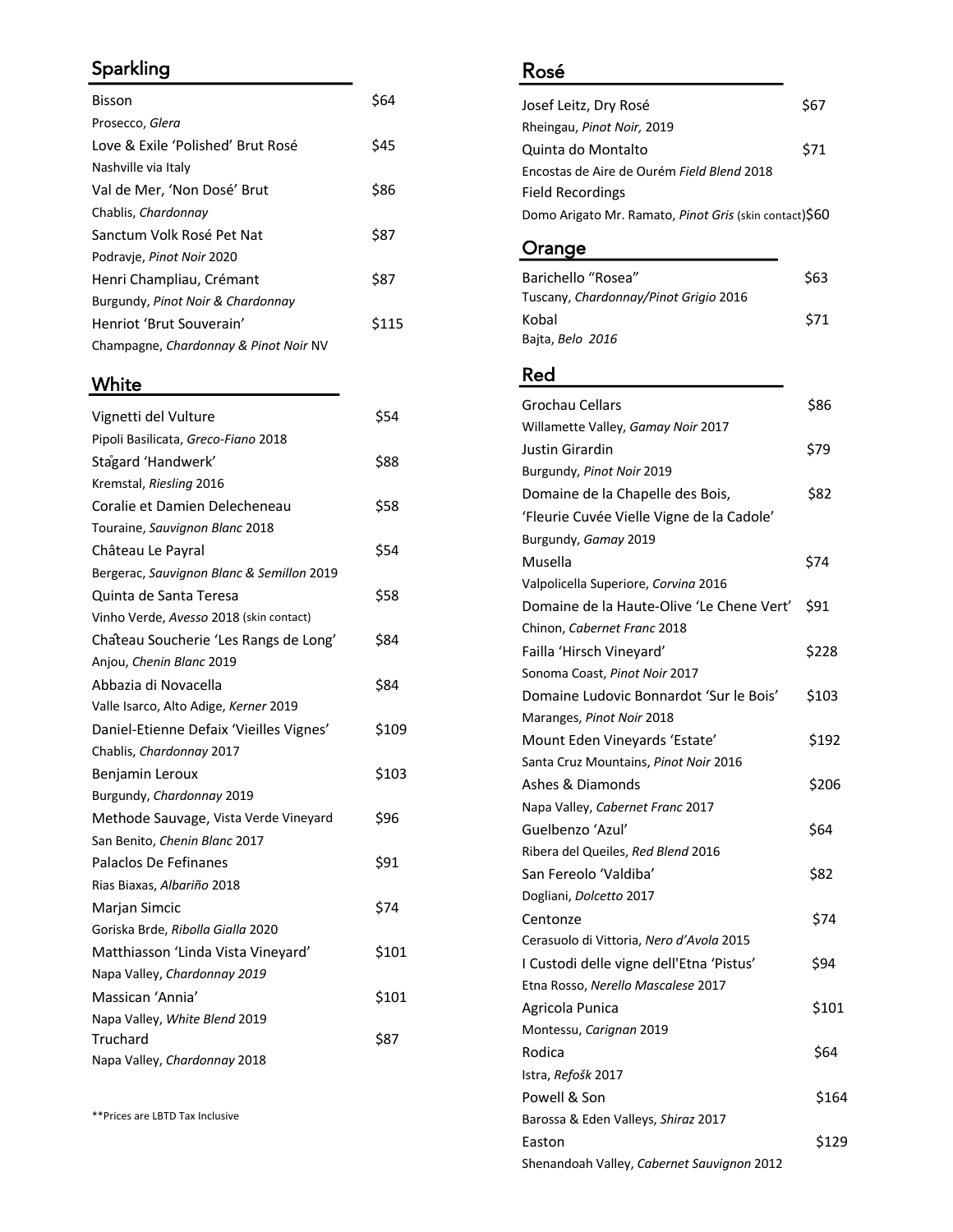## Sparkling

Bisson $64
Prosecco, *Glera*

Love & Exile 'Polished' Brut Rosé $45
Nashville via Italy

Val de Mer, 'Non Dosé' Brut $86
Chablis, *Chardonnay*

Sanctum Volk Rosé Pet Nat $87
Podravje, *Pinot Noir* 2020

Henri Champliau, Crémant $87
Burgundy, *Pinot Noir & Chardonnay*

Henriot 'Brut Souverain' $115
Champagne, *Chardonnay & Pinot Noir* NV

## White

Vignetti del Vulture $54
Pipoli Basilicata, *Greco-Fiano* 2018

Stagård 'Handwerk' $88
Kremstal, *Riesling* 2016

Coralie et Damien Delecheneau $58
Touraine, *Sauvignon Blanc* 2018

Château Le Payral $54
Bergerac, *Sauvignon Blanc & Semillon* 2019

Quinta de Santa Teresa $58
Vinho Verde, *Avesso* 2018 (skin contact)

Château Soucherie 'Les Rangs de Long' $84
Anjou, *Chenin Blanc* 2019

Abbazia di Novacella $84
Valle Isarco, Alto Adige, *Kerner* 2019

Daniel-Etienne Defaix 'Vieilles Vignes' $109
Chablis, *Chardonnay* 2017

Benjamin Leroux $103
Burgundy, *Chardonnay* 2019

Methode Sauvage, Vista Verde Vineyard $96
San Benito, *Chenin Blanc* 2017

Palaclos De Fefinanes $91
Rias Biaxas, *Albariño* 2018

Marjan Simcic $74
Goriska Brde, *Ribolla Gialla* 2020

Matthiasson 'Linda Vista Vineyard' $101
Napa Valley, *Chardonnay 2019*

Massican 'Annia' $101
Napa Valley, *White Blend* 2019

Truchard $87
Napa Valley, *Chardonnay* 2018

**Prices are LBTD Tax Inclusive

## Rosé

Josef Leitz, Dry Rosé $67
Rheingau, *Pinot Noir,* 2019

Quinta do Montalto $71
Encostas de Aire de Ourém *Field Blend* 2018

Field Recordings
Domo Arigato Mr. Ramato, *Pinot Gris* (skin contact) $60

## Orange

Barichello "Rosea" $63
Tuscany, *Chardonnay/Pinot Grigio* 2016

Kobal $71
Bajta, *Belo 2016*

## Red

Grochau Cellars $86
Willamette Valley, *Gamay Noir* 2017

Justin Girardin $79
Burgundy, *Pinot Noir* 2019

Domaine de la Chapelle des Bois, 'Fleurie Cuvée Vielle Vigne de la Cadole' $82
Burgundy, *Gamay* 2019

Musella $74
Valpolicella Superiore, *Corvina* 2016

Domaine de la Haute-Olive 'Le Chene Vert' $91
Chinon, *Cabernet Franc* 2018

Failla 'Hirsch Vineyard' $228
Sonoma Coast, *Pinot Noir* 2017

Domaine Ludovic Bonnardot 'Sur le Bois' $103
Maranges, *Pinot Noir* 2018

Mount Eden Vineyards 'Estate' $192
Santa Cruz Mountains, *Pinot Noir* 2016

Ashes & Diamonds $206
Napa Valley, *Cabernet Franc* 2017

Guelbenzo 'Azul' $64
Ribera del Queiles, *Red Blend* 2016

San Fereolo 'Valdiba' $82
Dogliani, *Dolcetto* 2017

Centonze $74
Cerasuolo di Vittoria, *Nero d'Avola* 2015

I Custodi delle vigne dell'Etna 'Pistus' $94
Etna Rosso, *Nerello Mascalese* 2017

Agricola Punica $101
Montessu, *Carignan* 2019

Rodica $64
Istra, *Refošk* 2017

Powell & Son $164
Barossa & Eden Valleys, *Shiraz* 2017

Easton $129
Shenandoah Valley, *Cabernet Sauvignon* 2012